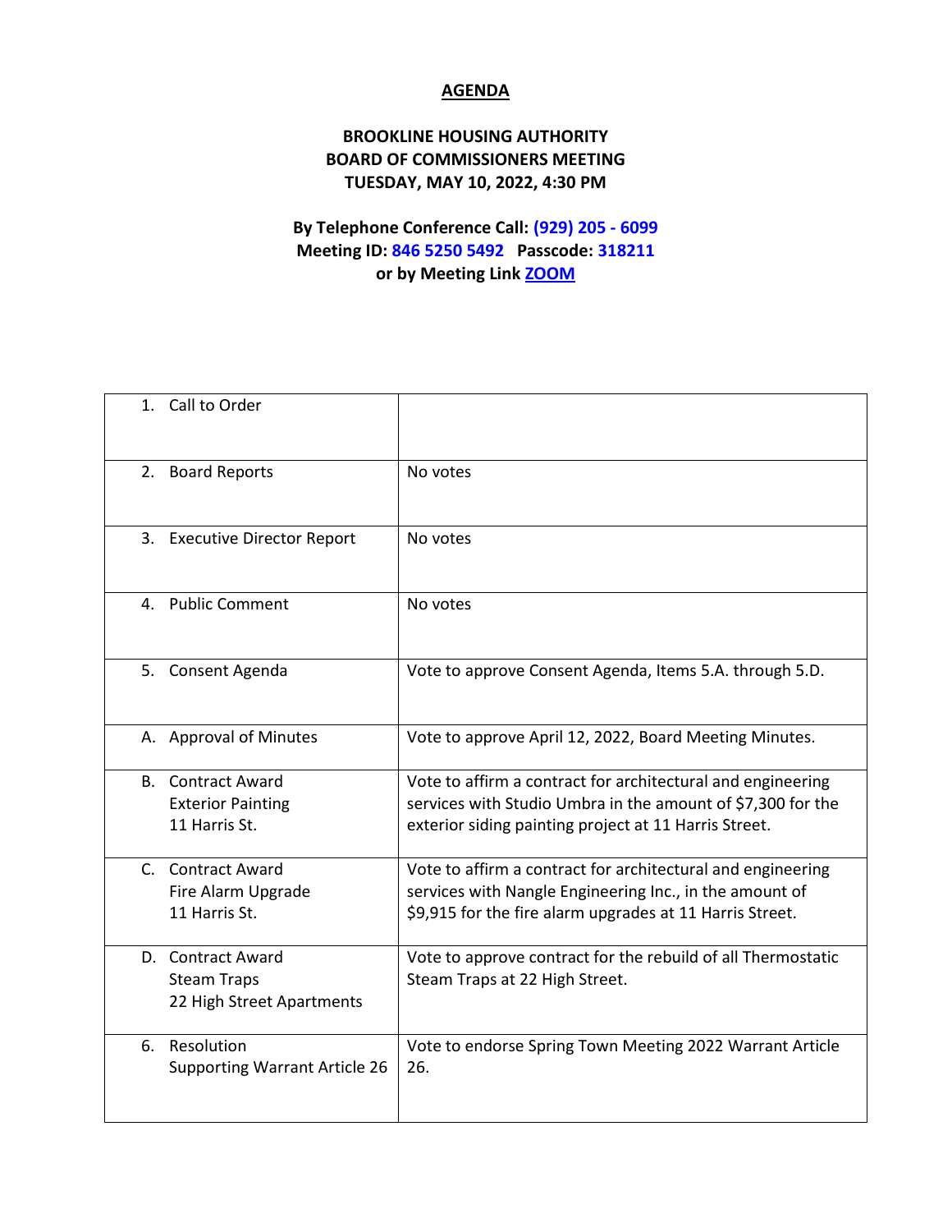# AGENDA

## BROOKLINE HOUSING AUTHORITY
## BOARD OF COMMISSIONERS MEETING
## TUESDAY, MAY 10, 2022, 4:30 PM

**By Telephone Conference Call: (929) 205 - 6099**
**Meeting ID: 846 5250 5492 Passcode: 318211**
**or by Meeting Link ZOOM**

| | |
|---|---|
| 1. Call to Order | |
| 2. Board Reports | No votes |
| 3. Executive Director Report | No votes |
| 4. Public Comment | No votes |
| 5. Consent Agenda | Vote to approve Consent Agenda, Items 5.A. through 5.D. |
| A. Approval of Minutes | Vote to approve April 12, 2022, Board Meeting Minutes. |
| B. Contract Award<br>Exterior Painting<br>11 Harris St. | Vote to affirm a contract for architectural and engineering services with Studio Umbra in the amount of $7,300 for the exterior siding painting project at 11 Harris Street. |
| C. Contract Award<br>Fire Alarm Upgrade<br>11 Harris St. | Vote to affirm a contract for architectural and engineering services with Nangle Engineering Inc., in the amount of $9,915 for the fire alarm upgrades at 11 Harris Street. |
| D. Contract Award<br>Steam Traps<br>22 High Street Apartments | Vote to approve contract for the rebuild of all Thermostatic Steam Traps at 22 High Street. |
| 6. Resolution<br>Supporting Warrant Article 26 | Vote to endorse Spring Town Meeting 2022 Warrant Article 26. |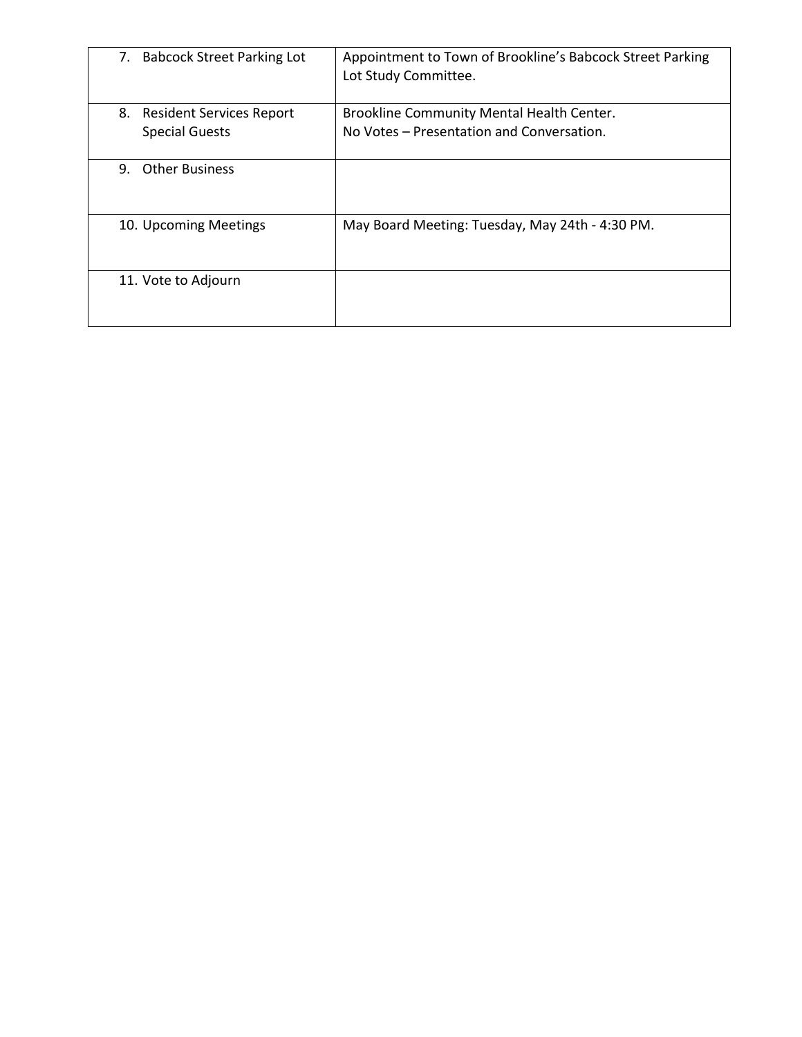| | |
|---|---|
| 7. Babcock Street Parking Lot | Appointment to Town of Brookline's Babcock Street Parking Lot Study Committee. |
| 8. Resident Services Report<br>Special Guests | Brookline Community Mental Health Center.<br>No Votes – Presentation and Conversation. |
| 9. Other Business | |
| 10. Upcoming Meetings | May Board Meeting: Tuesday, May 24th - 4:30 PM. |
| 11. Vote to Adjourn | |